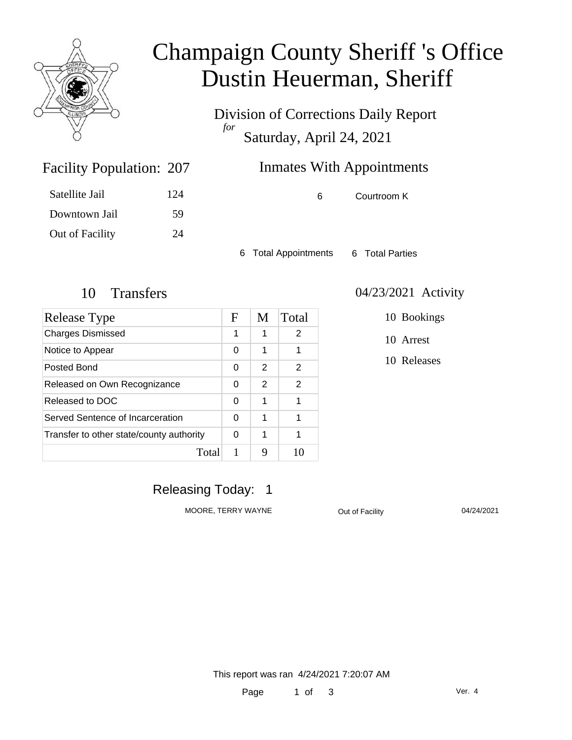# Champaign County Sheriff 's Office
# Dustin Heuerman, Sheriff

Division of Corrections Daily Report
*for*
Saturday, April 24, 2021

## Facility Population: 207

| | |
|---|---|
| Satellite Jail | 124 |
| Downtown Jail | 59 |
| Out of Facility | 24 |

## Inmates With Appointments

| | |
|---|---|
| 6 | Courtroom K |

6 Total Appointments 6 Total Parties

## 10 Transfers

| Release Type | F | M | Total |
|---|---|---|---|
| Charges Dismissed | 1 | 1 | 2 |
| Notice to Appear | 0 | 1 | 1 |
| Posted Bond | 0 | 2 | 2 |
| Released on Own Recognizance | 0 | 2 | 2 |
| Released to DOC | 0 | 1 | 1 |
| Served Sentence of Incarceration | 0 | 1 | 1 |
| Transfer to other state/county authority | 0 | 1 | 1 |
| Total | 1 | 9 | 10 |

## 04/23/2021 Activity

10 Bookings

10 Arrest

10 Releases

## Releasing Today: 1

| | | |
|---|---|---|
| MOORE, TERRY WAYNE | Out of Facility | 04/24/2021 |

This report was ran 4/24/2021 7:20:07 AM

Ver. 4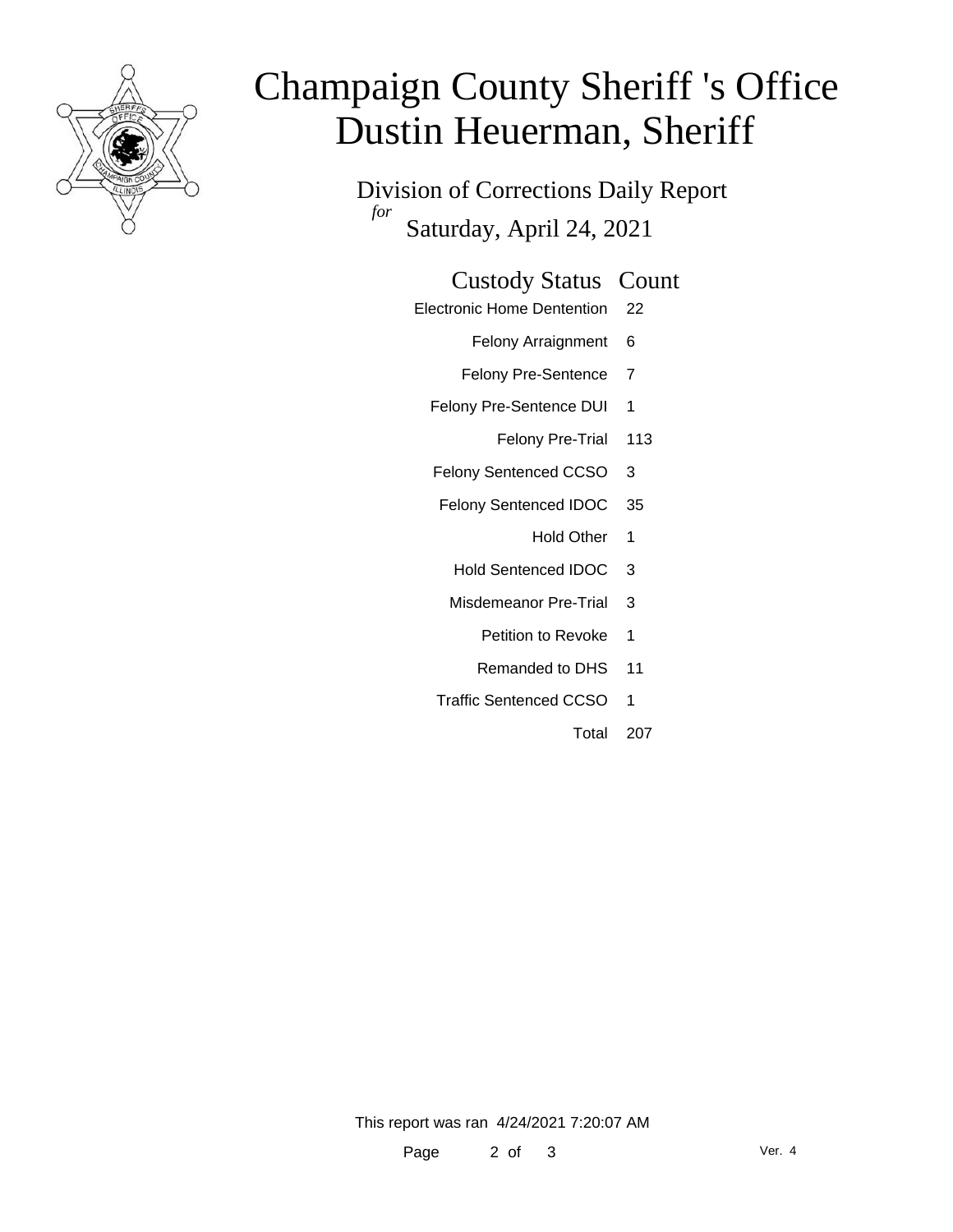# Champaign County Sheriff 's Office
# Dustin Heuerman, Sheriff

## Division of Corrections Daily Report

*for*

Saturday, April 24, 2021

| Custody Status | Count |
|---|---|
| Electronic Home Dentention | 22 |
| Felony Arraignment | 6 |
| Felony Pre-Sentence | 7 |
| Felony Pre-Sentence DUI | 1 |
| Felony Pre-Trial | 113 |
| Felony Sentenced CCSO | 3 |
| Felony Sentenced IDOC | 35 |
| Hold Other | 1 |
| Hold Sentenced IDOC | 3 |
| Misdemeanor Pre-Trial | 3 |
| Petition to Revoke | 1 |
| Remanded to DHS | 11 |
| Traffic Sentenced CCSO | 1 |
| Total | 207 |

This report was ran 4/24/2021 7:20:07 AM

Ver. 4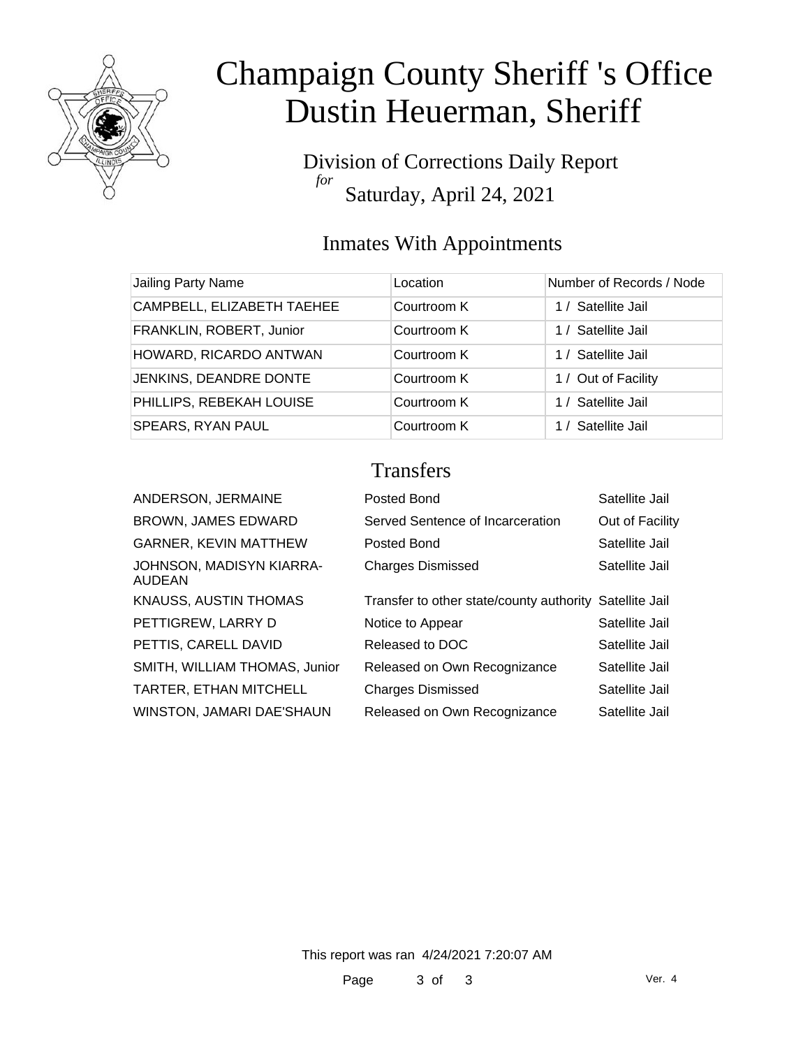# Champaign County Sheriff 's Office
# Dustin Heuerman, Sheriff

Division of Corrections Daily Report
*for*
Saturday, April 24, 2021

## Inmates With Appointments

| Jailing Party Name | Location | Number of Records / Node |
|---|---|---|
| CAMPBELL, ELIZABETH TAEHEE | Courtroom K | 1 / Satellite Jail |
| FRANKLIN, ROBERT, Junior | Courtroom K | 1 / Satellite Jail |
| HOWARD, RICARDO ANTWAN | Courtroom K | 1 / Satellite Jail |
| JENKINS, DEANDRE DONTE | Courtroom K | 1 / Out of Facility |
| PHILLIPS, REBEKAH LOUISE | Courtroom K | 1 / Satellite Jail |
| SPEARS, RYAN PAUL | Courtroom K | 1 / Satellite Jail |

## Transfers

| | | |
|---|---|---|
| ANDERSON, JERMAINE | Posted Bond | Satellite Jail |
| BROWN, JAMES EDWARD | Served Sentence of Incarceration | Out of Facility |
| GARNER, KEVIN MATTHEW | Posted Bond | Satellite Jail |
| JOHNSON, MADISYN KIARRA-AUDEAN | Charges Dismissed | Satellite Jail |
| KNAUSS, AUSTIN THOMAS | Transfer to other state/county authority | Satellite Jail |
| PETTIGREW, LARRY D | Notice to Appear | Satellite Jail |
| PETTIS, CARELL DAVID | Released to DOC | Satellite Jail |
| SMITH, WILLIAM THOMAS, Junior | Released on Own Recognizance | Satellite Jail |
| TARTER, ETHAN MITCHELL | Charges Dismissed | Satellite Jail |
| WINSTON, JAMARI DAE'SHAUN | Released on Own Recognizance | Satellite Jail |

This report was ran 4/24/2021 7:20:07 AM